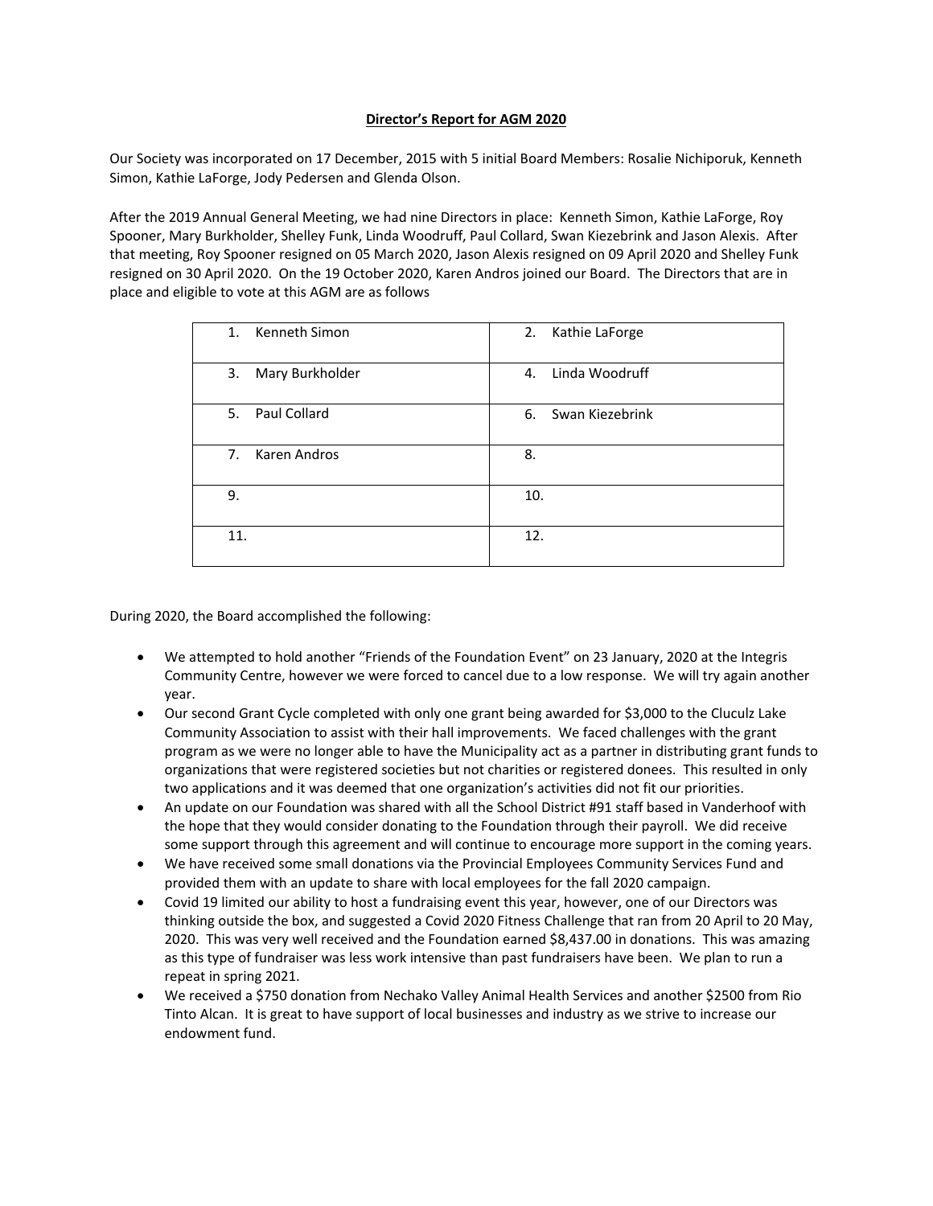**Director's Report for AGM 2020**

Our Society was incorporated on 17 December, 2015 with 5 initial Board Members: Rosalie Nichiporuk, Kenneth Simon, Kathie LaForge, Jody Pedersen and Glenda Olson.

After the 2019 Annual General Meeting, we had nine Directors in place: Kenneth Simon, Kathie LaForge, Roy Spooner, Mary Burkholder, Shelley Funk, Linda Woodruff, Paul Collard, Swan Kiezebrink and Jason Alexis. After that meeting, Roy Spooner resigned on 05 March 2020, Jason Alexis resigned on 09 April 2020 and Shelley Funk resigned on 30 April 2020. On the 19 October 2020, Karen Andros joined our Board. The Directors that are in place and eligible to vote at this AGM are as follows

| | |
|---|---|
| 1. Kenneth Simon | 2. Kathie LaForge |
| 3. Mary Burkholder | 4. Linda Woodruff |
| 5. Paul Collard | 6. Swan Kiezebrink |
| 7. Karen Andros | 8. |
| 9. | 10. |
| 11. | 12. |

During 2020, the Board accomplished the following:

- We attempted to hold another "Friends of the Foundation Event" on 23 January, 2020 at the Integris Community Centre, however we were forced to cancel due to a low response. We will try again another year.
- Our second Grant Cycle completed with only one grant being awarded for $3,000 to the Cluculz Lake Community Association to assist with their hall improvements. We faced challenges with the grant program as we were no longer able to have the Municipality act as a partner in distributing grant funds to organizations that were registered societies but not charities or registered donees. This resulted in only two applications and it was deemed that one organization's activities did not fit our priorities.
- An update on our Foundation was shared with all the School District #91 staff based in Vanderhoof with the hope that they would consider donating to the Foundation through their payroll. We did receive some support through this agreement and will continue to encourage more support in the coming years.
- We have received some small donations via the Provincial Employees Community Services Fund and provided them with an update to share with local employees for the fall 2020 campaign.
- Covid 19 limited our ability to host a fundraising event this year, however, one of our Directors was thinking outside the box, and suggested a Covid 2020 Fitness Challenge that ran from 20 April to 20 May, 2020. This was very well received and the Foundation earned $8,437.00 in donations. This was amazing as this type of fundraiser was less work intensive than past fundraisers have been. We plan to run a repeat in spring 2021.
- We received a $750 donation from Nechako Valley Animal Health Services and another $2500 from Rio Tinto Alcan. It is great to have support of local businesses and industry as we strive to increase our endowment fund.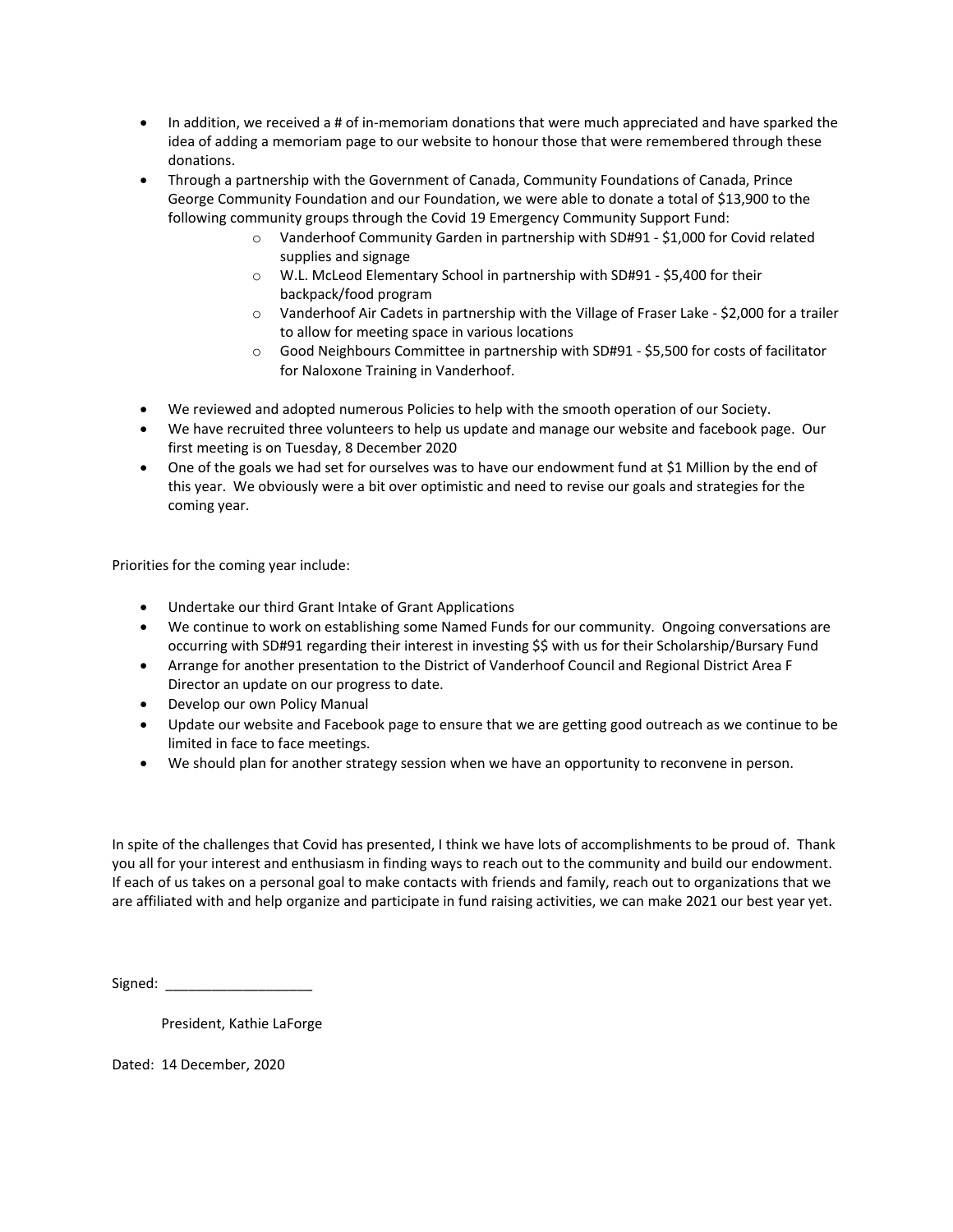- In addition, we received a # of in-memoriam donations that were much appreciated and have sparked the idea of adding a memoriam page to our website to honour those that were remembered through these donations.
- Through a partnership with the Government of Canada, Community Foundations of Canada, Prince George Community Foundation and our Foundation, we were able to donate a total of $13,900 to the following community groups through the Covid 19 Emergency Community Support Fund:
    - Vanderhoof Community Garden in partnership with SD#91 - $1,000 for Covid related supplies and signage
    - W.L. McLeod Elementary School in partnership with SD#91 - $5,400 for their backpack/food program
    - Vanderhoof Air Cadets in partnership with the Village of Fraser Lake - $2,000 for a trailer to allow for meeting space in various locations
    - Good Neighbours Committee in partnership with SD#91 - $5,500 for costs of facilitator for Naloxone Training in Vanderhoof.
- We reviewed and adopted numerous Policies to help with the smooth operation of our Society.
- We have recruited three volunteers to help us update and manage our website and facebook page. Our first meeting is on Tuesday, 8 December 2020
- One of the goals we had set for ourselves was to have our endowment fund at $1 Million by the end of this year. We obviously were a bit over optimistic and need to revise our goals and strategies for the coming year.

Priorities for the coming year include:

- Undertake our third Grant Intake of Grant Applications
- We continue to work on establishing some Named Funds for our community. Ongoing conversations are occurring with SD#91 regarding their interest in investing $$ with us for their Scholarship/Bursary Fund
- Arrange for another presentation to the District of Vanderhoof Council and Regional District Area F Director an update on our progress to date.
- Develop our own Policy Manual
- Update our website and Facebook page to ensure that we are getting good outreach as we continue to be limited in face to face meetings.
- We should plan for another strategy session when we have an opportunity to reconvene in person.

In spite of the challenges that Covid has presented, I think we have lots of accomplishments to be proud of. Thank you all for your interest and enthusiasm in finding ways to reach out to the community and build our endowment. If each of us takes on a personal goal to make contacts with friends and family, reach out to organizations that we are affiliated with and help organize and participate in fund raising activities, we can make 2021 our best year yet.

Signed: ___________________

President, Kathie LaForge

Dated: 14 December, 2020